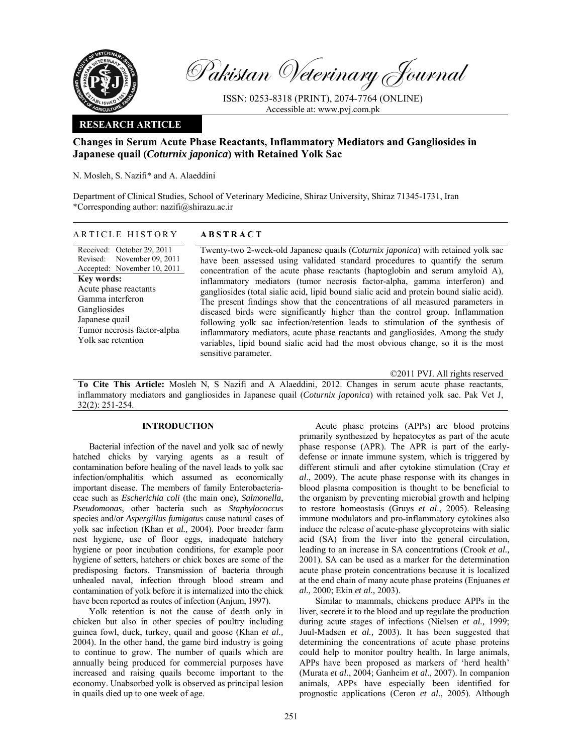# Pakistan Veterinary Journal

ISSN: 0253-8318 (PRINT), 2074-7764 (ONLINE)
Accessible at: www.pvj.com.pk

**RESEARCH ARTICLE**

## Changes in Serum Acute Phase Reactants, Inflammatory Mediators and Gangliosides in Japanese quail (*Coturnix japonica*) with Retained Yolk Sac

N. Mosleh, S. Nazifi* and A. Alaeddini

Department of Clinical Studies, School of Veterinary Medicine, Shiraz University, Shiraz 71345-1731, Iran
*Corresponding author: nazifi@shirazu.ac.ir

### ARTICLE HISTORY

Received: October 29, 2011
Revised: November 09, 2011
Accepted: November 10, 2011

**Key words:**
Acute phase reactants
Gamma interferon
Gangliosides
Japanese quail
Tumor necrosis factor-alpha
Yolk sac retention

### ABSTRACT

Twenty-two 2-week-old Japanese quails (*Coturnix japonica*) with retained yolk sac have been assessed using validated standard procedures to quantify the serum concentration of the acute phase reactants (haptoglobin and serum amyloid A), inflammatory mediators (tumor necrosis factor-alpha, gamma interferon) and gangliosides (total sialic acid, lipid bound sialic acid and protein bound sialic acid). The present findings show that the concentrations of all measured parameters in diseased birds were significantly higher than the control group. Inflammation following yolk sac infection/retention leads to stimulation of the synthesis of inflammatory mediators, acute phase reactants and gangliosides. Among the study variables, lipid bound sialic acid had the most obvious change, so it is the most sensitive parameter.

©2011 PVJ. All rights reserved

**To Cite This Article:** Mosleh N, S Nazifi and A Alaeddini, 2012. Changes in serum acute phase reactants, inflammatory mediators and gangliosides in Japanese quail (*Coturnix japonica*) with retained yolk sac. Pak Vet J, 32(2): 251-254.

## INTRODUCTION

Bacterial infection of the navel and yolk sac of newly hatched chicks by varying agents as a result of contamination before healing of the navel leads to yolk sac infection/omphalitis which assumed as economically important disease. The members of family Enterobacteriaceae such as *Escherichia coli* (the main one), *Salmonella*, *Pseudomonas*, other bacteria such as *Staphylococcus* species and/or *Aspergillus fumigatus* cause natural cases of yolk sac infection (Khan *et al.,* 2004). Poor breeder farm nest hygiene, use of floor eggs, inadequate hatchery hygiene or poor incubation conditions, for example poor hygiene of setters, hatchers or chick boxes are some of the predisposing factors. Transmission of bacteria through unhealed naval, infection through blood stream and contamination of yolk before it is internalized into the chick have been reported as routes of infection (Anjum, 1997).

Yolk retention is not the cause of death only in chicken but also in other species of poultry including guinea fowl, duck, turkey, quail and goose (Khan *et al.,* 2004). In the other hand, the game bird industry is going to continue to grow. The number of quails which are annually being produced for commercial purposes have increased and raising quails become important to the economy. Unabsorbed yolk is observed as principal lesion in quails died up to one week of age.

Acute phase proteins (APPs) are blood proteins primarily synthesized by hepatocytes as part of the acute phase response (APR). The APR is part of the early-defense or innate immune system, which is triggered by different stimuli and after cytokine stimulation (Cray *et al*., 2009). The acute phase response with its changes in blood plasma composition is thought to be beneficial to the organism by preventing microbial growth and helping to restore homeostasis (Gruys *et al*., 2005). Releasing immune modulators and pro-inflammatory cytokines also induce the release of acute-phase glycoproteins with sialic acid (SA) from the liver into the general circulation, leading to an increase in SA concentrations (Crook *et al.,* 2001). SA can be used as a marker for the determination acute phase protein concentrations because it is localized at the end chain of many acute phase proteins (Enjuanes *et al.,* 2000; Ekin *et al.,* 2003).

Similar to mammals, chickens produce APPs in the liver, secrete it to the blood and up regulate the production during acute stages of infections (Nielsen *et al.,* 1999; Juul-Madsen *et al.,* 2003). It has been suggested that determining the concentrations of acute phase proteins could help to monitor poultry health. In large animals, APPs have been proposed as markers of 'herd health' (Murata *et al*., 2004; Ganheim *et al*., 2007). In companion animals, APPs have especially been identified for prognostic applications (Ceron *et al*., 2005). Although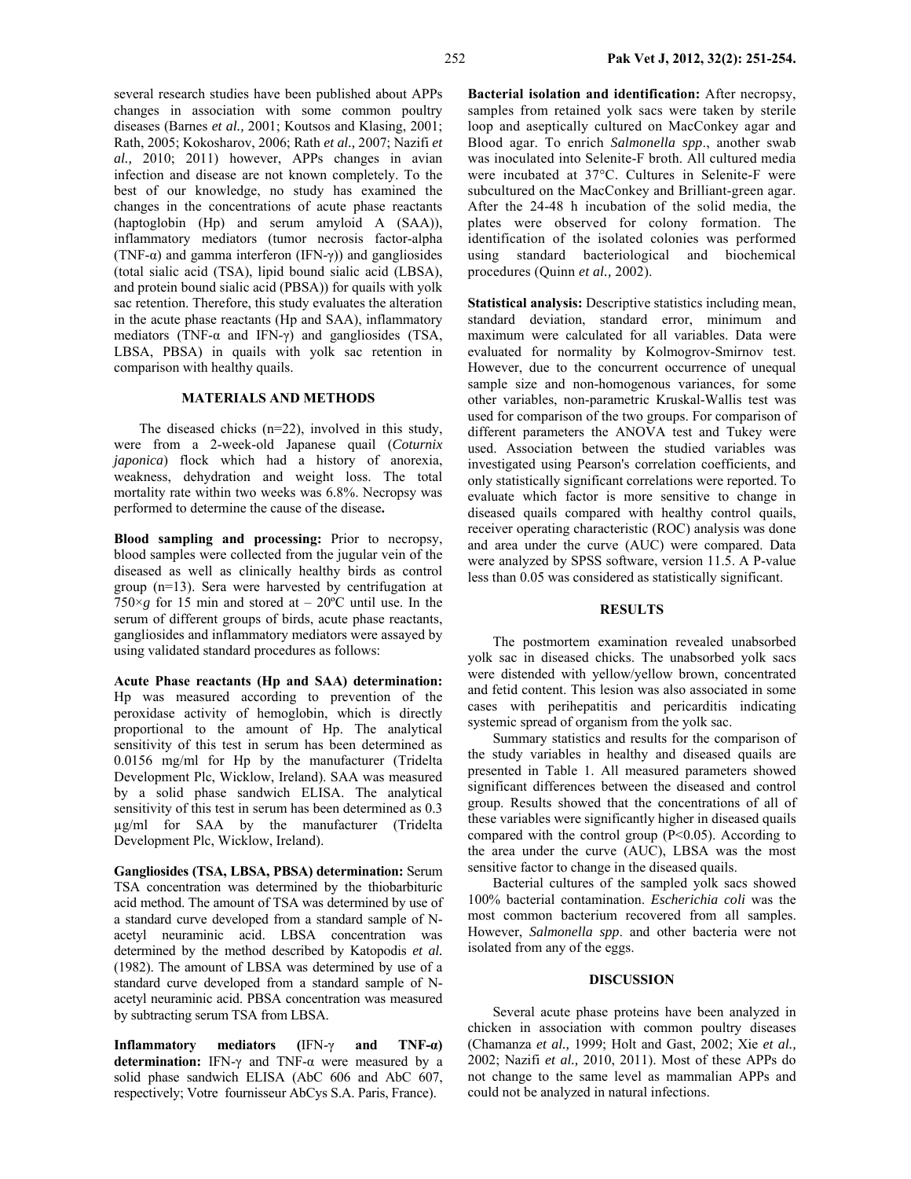several research studies have been published about APPs changes in association with some common poultry diseases (Barnes *et al.,* 2001; Koutsos and Klasing, 2001; Rath, 2005; Kokosharov, 2006; Rath *et al.,* 2007; Nazifi *et al.,* 2010; 2011) however, APPs changes in avian infection and disease are not known completely. To the best of our knowledge, no study has examined the changes in the concentrations of acute phase reactants (haptoglobin (Hp) and serum amyloid A (SAA)), inflammatory mediators (tumor necrosis factor-alpha (TNF-α) and gamma interferon (IFN-γ)) and gangliosides (total sialic acid (TSA), lipid bound sialic acid (LBSA), and protein bound sialic acid (PBSA)) for quails with yolk sac retention. Therefore, this study evaluates the alteration in the acute phase reactants (Hp and SAA), inflammatory mediators (TNF-α and IFN-γ) and gangliosides (TSA, LBSA, PBSA) in quails with yolk sac retention in comparison with healthy quails.

## MATERIALS AND METHODS

The diseased chicks (n=22), involved in this study, were from a 2-week-old Japanese quail (*Coturnix japonica*) flock which had a history of anorexia, weakness, dehydration and weight loss. The total mortality rate within two weeks was 6.8%. Necropsy was performed to determine the cause of the disease**.**

**Blood sampling and processing:** Prior to necropsy, blood samples were collected from the jugular vein of the diseased as well as clinically healthy birds as control group (n=13). Sera were harvested by centrifugation at 750×*g* for 15 min and stored at – 20ºC until use. In the serum of different groups of birds, acute phase reactants, gangliosides and inflammatory mediators were assayed by using validated standard procedures as follows:

**Acute Phase reactants (Hp and SAA) determination:** Hp was measured according to prevention of the peroxidase activity of hemoglobin, which is directly proportional to the amount of Hp. The analytical sensitivity of this test in serum has been determined as 0.0156 mg/ml for Hp by the manufacturer (Tridelta Development Plc, Wicklow, Ireland). SAA was measured by a solid phase sandwich ELISA. The analytical sensitivity of this test in serum has been determined as 0.3 µg/ml for SAA by the manufacturer (Tridelta Development Plc, Wicklow, Ireland).

**Gangliosides (TSA, LBSA, PBSA) determination:** Serum TSA concentration was determined by the thiobarbituric acid method. The amount of TSA was determined by use of a standard curve developed from a standard sample of N-acetyl neuraminic acid. LBSA concentration was determined by the method described by Katopodis *et al.* (1982). The amount of LBSA was determined by use of a standard curve developed from a standard sample of N-acetyl neuraminic acid. PBSA concentration was measured by subtracting serum TSA from LBSA.

**Inflammatory mediators (**IFN-γ **and TNF-α) determination:** IFN-γ and TNF-α were measured by a solid phase sandwich ELISA (AbC 606 and AbC 607, respectively; Votre fournisseur AbCys S.A. Paris, France).

**Bacterial isolation and identification:** After necropsy, samples from retained yolk sacs were taken by sterile loop and aseptically cultured on MacConkey agar and Blood agar. To enrich *Salmonella spp*., another swab was inoculated into Selenite-F broth. All cultured media were incubated at 37°C. Cultures in Selenite-F were subcultured on the MacConkey and Brilliant-green agar. After the 24-48 h incubation of the solid media, the plates were observed for colony formation. The identification of the isolated colonies was performed using standard bacteriological and biochemical procedures (Quinn *et al.,* 2002).

**Statistical analysis:** Descriptive statistics including mean, standard deviation, standard error, minimum and maximum were calculated for all variables. Data were evaluated for normality by Kolmogrov-Smirnov test. However, due to the concurrent occurrence of unequal sample size and non-homogenous variances, for some other variables, non-parametric Kruskal-Wallis test was used for comparison of the two groups. For comparison of different parameters the ANOVA test and Tukey were used. Association between the studied variables was investigated using Pearson's correlation coefficients, and only statistically significant correlations were reported. To evaluate which factor is more sensitive to change in diseased quails compared with healthy control quails, receiver operating characteristic (ROC) analysis was done and area under the curve (AUC) were compared. Data were analyzed by SPSS software, version 11.5. A P-value less than 0.05 was considered as statistically significant.

## RESULTS

The postmortem examination revealed unabsorbed yolk sac in diseased chicks. The unabsorbed yolk sacs were distended with yellow/yellow brown, concentrated and fetid content. This lesion was also associated in some cases with perihepatitis and pericarditis indicating systemic spread of organism from the yolk sac.

Summary statistics and results for the comparison of the study variables in healthy and diseased quails are presented in Table 1. All measured parameters showed significant differences between the diseased and control group. Results showed that the concentrations of all of these variables were significantly higher in diseased quails compared with the control group ($P<0.05$). According to the area under the curve (AUC), LBSA was the most sensitive factor to change in the diseased quails.

Bacterial cultures of the sampled yolk sacs showed 100% bacterial contamination. *Escherichia coli* was the most common bacterium recovered from all samples. However, *Salmonella spp*. and other bacteria were not isolated from any of the eggs.

## DISCUSSION

Several acute phase proteins have been analyzed in chicken in association with common poultry diseases (Chamanza *et al.,* 1999; Holt and Gast, 2002; Xie *et al.,* 2002; Nazifi *et al.,* 2010, 2011). Most of these APPs do not change to the same level as mammalian APPs and could not be analyzed in natural infections.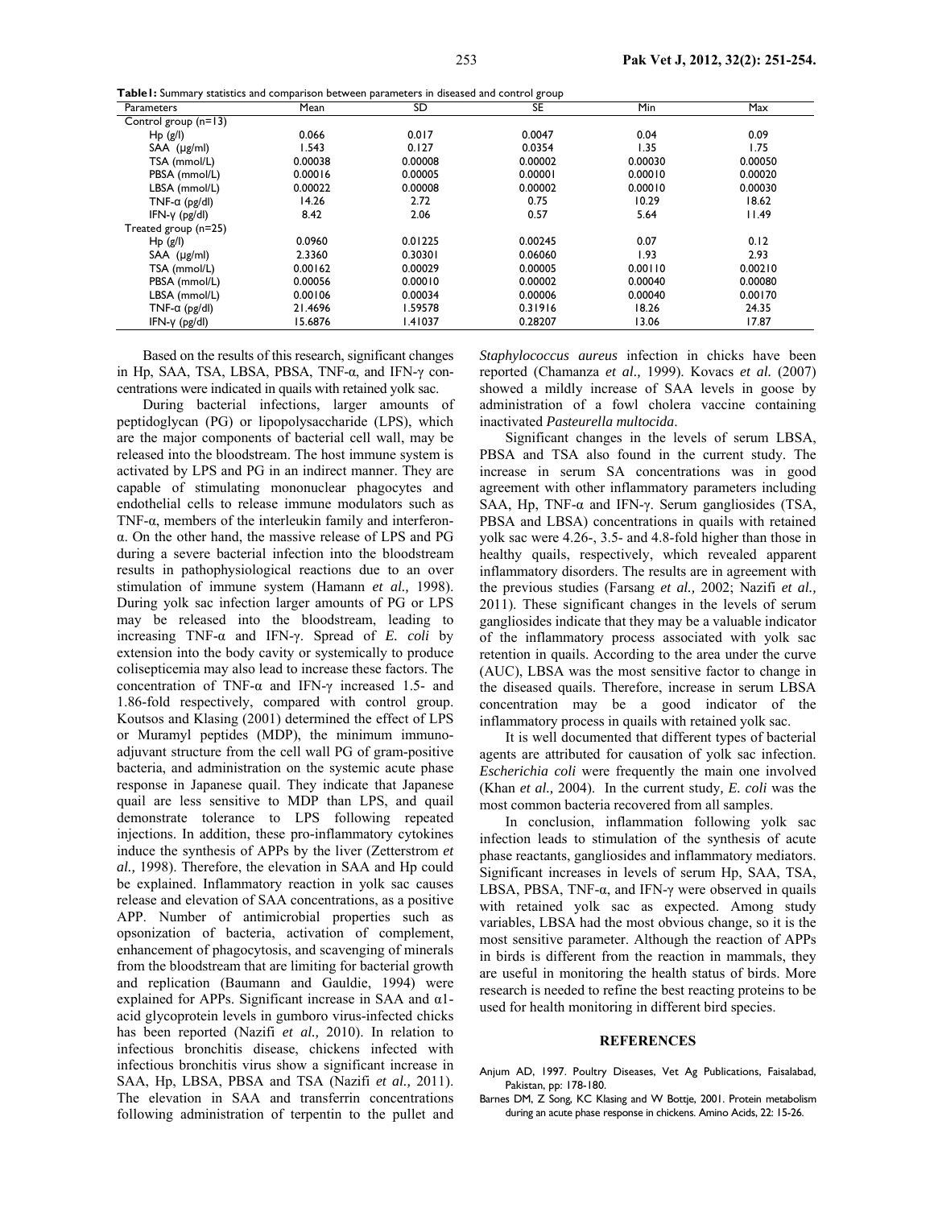**Table1:** Summary statistics and comparison between parameters in diseased and control group

| Parameters | Mean | SD | SE | Min | Max |
|---|---|---|---|---|---|
| Control group (n=13) | | | | | |
| Hp (g/l) | 0.066 | 0.017 | 0.0047 | 0.04 | 0.09 |
| SAA (µg/ml) | 1.543 | 0.127 | 0.0354 | 1.35 | 1.75 |
| TSA (mmol/L) | 0.00038 | 0.00008 | 0.00002 | 0.00030 | 0.00050 |
| PBSA (mmol/L) | 0.00016 | 0.00005 | 0.00001 | 0.00010 | 0.00020 |
| LBSA (mmol/L) | 0.00022 | 0.00008 | 0.00002 | 0.00010 | 0.00030 |
| TNF-α (pg/dl) | 14.26 | 2.72 | 0.75 | 10.29 | 18.62 |
| IFN-γ (pg/dl) | 8.42 | 2.06 | 0.57 | 5.64 | 11.49 |
| Treated group (n=25) | | | | | |
| Hp (g/l) | 0.0960 | 0.01225 | 0.00245 | 0.07 | 0.12 |
| SAA (µg/ml) | 2.3360 | 0.30301 | 0.06060 | 1.93 | 2.93 |
| TSA (mmol/L) | 0.00162 | 0.00029 | 0.00005 | 0.00110 | 0.00210 |
| PBSA (mmol/L) | 0.00056 | 0.00010 | 0.00002 | 0.00040 | 0.00080 |
| LBSA (mmol/L) | 0.00106 | 0.00034 | 0.00006 | 0.00040 | 0.00170 |
| TNF-α (pg/dl) | 21.4696 | 1.59578 | 0.31916 | 18.26 | 24.35 |
| IFN-γ (pg/dl) | 15.6876 | 1.41037 | 0.28207 | 13.06 | 17.87 |

Based on the results of this research, significant changes in Hp, SAA, TSA, LBSA, PBSA, TNF-α, and IFN-γ concentrations were indicated in quails with retained yolk sac.

During bacterial infections, larger amounts of peptidoglycan (PG) or lipopolysaccharide (LPS), which are the major components of bacterial cell wall, may be released into the bloodstream. The host immune system is activated by LPS and PG in an indirect manner. They are capable of stimulating mononuclear phagocytes and endothelial cells to release immune modulators such as TNF-α, members of the interleukin family and interferon-α. On the other hand, the massive release of LPS and PG during a severe bacterial infection into the bloodstream results in pathophysiological reactions due to an over stimulation of immune system (Hamann *et al.,* 1998). During yolk sac infection larger amounts of PG or LPS may be released into the bloodstream, leading to increasing TNF-α and IFN-γ. Spread of *E. coli* by extension into the body cavity or systemically to produce colisepticemia may also lead to increase these factors. The concentration of TNF-α and IFN-γ increased 1.5- and 1.86-fold respectively, compared with control group. Koutsos and Klasing (2001) determined the effect of LPS or Muramyl peptides (MDP), the minimum immuno-adjuvant structure from the cell wall PG of gram-positive bacteria, and administration on the systemic acute phase response in Japanese quail. They indicate that Japanese quail are less sensitive to MDP than LPS, and quail demonstrate tolerance to LPS following repeated injections. In addition, these pro-inflammatory cytokines induce the synthesis of APPs by the liver (Zetterstrom *et al.,* 1998). Therefore, the elevation in SAA and Hp could be explained. Inflammatory reaction in yolk sac causes release and elevation of SAA concentrations, as a positive APP. Number of antimicrobial properties such as opsonization of bacteria, activation of complement, enhancement of phagocytosis, and scavenging of minerals from the bloodstream that are limiting for bacterial growth and replication (Baumann and Gauldie, 1994) were explained for APPs. Significant increase in SAA and α1-acid glycoprotein levels in gumboro virus-infected chicks has been reported (Nazifi *et al.,* 2010). In relation to infectious bronchitis disease, chickens infected with infectious bronchitis virus show a significant increase in SAA, Hp, LBSA, PBSA and TSA (Nazifi *et al.,* 2011). The elevation in SAA and transferrin concentrations following administration of terpentin to the pullet and *Staphylococcus aureus* infection in chicks have been reported (Chamanza *et al.,* 1999). Kovacs *et al.* (2007) showed a mildly increase of SAA levels in goose by administration of a fowl cholera vaccine containing inactivated *Pasteurella multocida*.

Significant changes in the levels of serum LBSA, PBSA and TSA also found in the current study. The increase in serum SA concentrations was in good agreement with other inflammatory parameters including SAA, Hp, TNF-α and IFN-γ. Serum gangliosides (TSA, PBSA and LBSA) concentrations in quails with retained yolk sac were 4.26-, 3.5- and 4.8-fold higher than those in healthy quails, respectively, which revealed apparent inflammatory disorders. The results are in agreement with the previous studies (Farsang *et al.,* 2002; Nazifi *et al.,* 2011). These significant changes in the levels of serum gangliosides indicate that they may be a valuable indicator of the inflammatory process associated with yolk sac retention in quails. According to the area under the curve (AUC), LBSA was the most sensitive factor to change in the diseased quails. Therefore, increase in serum LBSA concentration may be a good indicator of the inflammatory process in quails with retained yolk sac.

It is well documented that different types of bacterial agents are attributed for causation of yolk sac infection. *Escherichia coli* were frequently the main one involved (Khan *et al.,* 2004). In the current study*, E. coli* was the most common bacteria recovered from all samples.

In conclusion, inflammation following yolk sac infection leads to stimulation of the synthesis of acute phase reactants, gangliosides and inflammatory mediators. Significant increases in levels of serum Hp, SAA, TSA, LBSA, PBSA, TNF-α, and IFN-γ were observed in quails with retained yolk sac as expected. Among study variables, LBSA had the most obvious change, so it is the most sensitive parameter. Although the reaction of APPs in birds is different from the reaction in mammals, they are useful in monitoring the health status of birds. More research is needed to refine the best reacting proteins to be used for health monitoring in different bird species.

## REFERENCES

Anjum AD, 1997. Poultry Diseases, Vet Ag Publications, Faisalabad, Pakistan, pp: 178-180.

Barnes DM, Z Song, KC Klasing and W Bottje, 2001. Protein metabolism during an acute phase response in chickens. Amino Acids, 22: 15-26.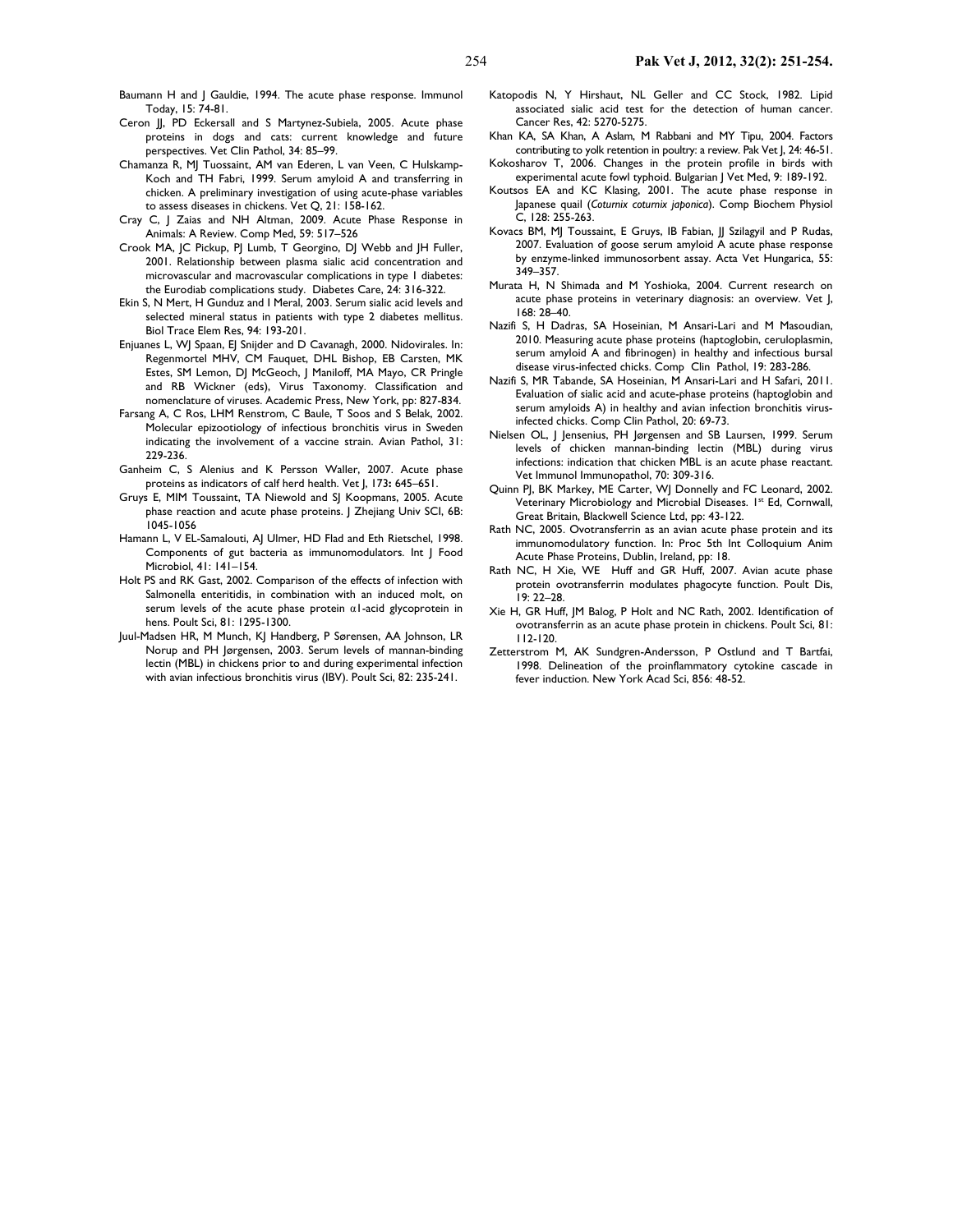Baumann H and J Gauldie, 1994. The acute phase response. Immunol Today, 15: 74-81.

Ceron JJ, PD Eckersall and S Martynez-Subiela, 2005. Acute phase proteins in dogs and cats: current knowledge and future perspectives. Vet Clin Pathol, 34: 85–99.

Chamanza R, MJ Tuossaint, AM van Ederen, L van Veen, C Hulskamp-Koch and TH Fabri, 1999. Serum amyloid A and transferring in chicken. A preliminary investigation of using acute-phase variables to assess diseases in chickens. Vet Q, 21: 158-162.

Cray C, J Zaias and NH Altman, 2009. Acute Phase Response in Animals: A Review. Comp Med, 59: 517–526

Crook MA, JC Pickup, PJ Lumb, T Georgino, DJ Webb and JH Fuller, 2001. Relationship between plasma sialic acid concentration and microvascular and macrovascular complications in type 1 diabetes: the Eurodiab complications study. Diabetes Care, 24: 316-322.

Ekin S, N Mert, H Gunduz and I Meral, 2003. Serum sialic acid levels and selected mineral status in patients with type 2 diabetes mellitus. Biol Trace Elem Res, 94: 193-201.

Enjuanes L, WJ Spaan, EJ Snijder and D Cavanagh, 2000. Nidovirales. In: Regenmortel MHV, CM Fauquet, DHL Bishop, EB Carsten, MK Estes, SM Lemon, DJ McGeoch, J Maniloff, MA Mayo, CR Pringle and RB Wickner (eds), Virus Taxonomy. Classification and nomenclature of viruses. Academic Press, New York, pp: 827-834.

Farsang A, C Ros, LHM Renstrom, C Baule, T Soos and S Belak, 2002. Molecular epizootiology of infectious bronchitis virus in Sweden indicating the involvement of a vaccine strain. Avian Pathol, 31: 229-236.

Ganheim C, S Alenius and K Persson Waller, 2007. Acute phase proteins as indicators of calf herd health. Vet J, 173**:** 645–651.

Gruys E, MIM Toussaint, TA Niewold and SJ Koopmans, 2005. Acute phase reaction and acute phase proteins. J Zhejiang Univ SCI, 6B: 1045-1056

Hamann L, V EL-Samalouti, AJ Ulmer, HD Flad and Eth Rietschel, 1998. Components of gut bacteria as immunomodulators. Int J Food Microbiol, 41: 141–154.

Holt PS and RK Gast, 2002. Comparison of the effects of infection with Salmonella enteritidis, in combination with an induced molt, on serum levels of the acute phase protein $\alpha$1-acid glycoprotein in hens. Poult Sci, 81: 1295-1300.

Juul-Madsen HR, M Munch, KJ Handberg, P Sørensen, AA Johnson, LR Norup and PH Jørgensen, 2003. Serum levels of mannan-binding lectin (MBL) in chickens prior to and during experimental infection with avian infectious bronchitis virus (IBV). Poult Sci, 82: 235-241.

Katopodis N, Y Hirshaut, NL Geller and CC Stock, 1982. Lipid associated sialic acid test for the detection of human cancer. Cancer Res, 42: 5270-5275.

Khan KA, SA Khan, A Aslam, M Rabbani and MY Tipu, 2004. Factors contributing to yolk retention in poultry: a review. Pak Vet J, 24: 46-51.

Kokosharov T, 2006. Changes in the protein profile in birds with experimental acute fowl typhoid. Bulgarian J Vet Med, 9: 189-192.

Koutsos EA and KC Klasing, 2001. The acute phase response in Japanese quail (*Coturnix coturnix japonica*). Comp Biochem Physiol C, 128: 255-263.

Kovacs BM, MJ Toussaint, E Gruys, IB Fabian, JJ Szilagyil and P Rudas, 2007. Evaluation of goose serum amyloid A acute phase response by enzyme-linked immunosorbent assay. Acta Vet Hungarica, 55: 349–357.

Murata H, N Shimada and M Yoshioka, 2004. Current research on acute phase proteins in veterinary diagnosis: an overview. Vet J, 168: 28–40.

Nazifi S, H Dadras, SA Hoseinian, M Ansari-Lari and M Masoudian, 2010. Measuring acute phase proteins (haptoglobin, ceruloplasmin, serum amyloid A and fibrinogen) in healthy and infectious bursal disease virus-infected chicks. Comp Clin Pathol, 19: 283-286.

Nazifi S, MR Tabande, SA Hoseinian, M Ansari-Lari and H Safari, 2011. Evaluation of sialic acid and acute-phase proteins (haptoglobin and serum amyloids A) in healthy and avian infection bronchitis virus-infected chicks. Comp Clin Pathol, 20: 69-73.

Nielsen OL, J Jensenius, PH Jørgensen and SB Laursen, 1999. Serum levels of chicken mannan-binding lectin (MBL) during virus infections: indication that chicken MBL is an acute phase reactant. Vet Immunol Immunopathol, 70: 309-316.

Quinn PJ, BK Markey, ME Carter, WJ Donnelly and FC Leonard, 2002. Veterinary Microbiology and Microbial Diseases. 1st Ed, Cornwall, Great Britain, Blackwell Science Ltd, pp: 43-122.

Rath NC, 2005. Ovotransferrin as an avian acute phase protein and its immunomodulatory function. In: Proc 5th Int Colloquium Anim Acute Phase Proteins, Dublin, Ireland, pp: 18.

Rath NC, H Xie, WE Huff and GR Huff, 2007. Avian acute phase protein ovotransferrin modulates phagocyte function. Poult Dis, 19: 22–28.

Xie H, GR Huff, JM Balog, P Holt and NC Rath, 2002. Identification of ovotransferrin as an acute phase protein in chickens. Poult Sci, 81: 112-120.

Zetterstrom M, AK Sundgren-Andersson, P Ostlund and T Bartfai, 1998. Delineation of the proinflammatory cytokine cascade in fever induction. New York Acad Sci, 856: 48-52.